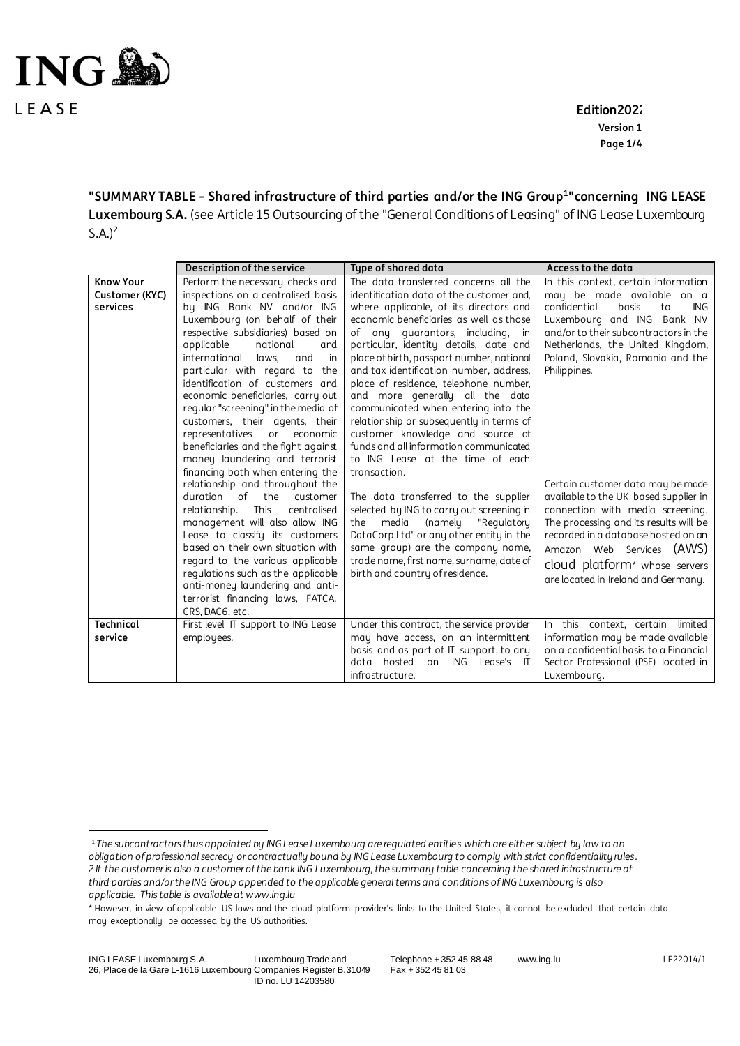**"SUMMARY TABLE - Shared infrastructure of third parties and/or the ING Group[1]"concerning ING LEASE Luxembourg S.A.** (see Article 15 Outsourcing of the "General Conditions of Leasing" of ING Lease Luxembourg S.A.)[2]

| | Description of the service | Type of shared data | Access to the data |
|---|---|---|---|
| **Know Your Customer (KYC) services** | Perform the necessary checks and inspections on a centralised basis by ING Bank NV and/or ING Luxembourg (on behalf of their respective subsidiaries) based on applicable national and international laws, and in particular with regard to the identification of customers and economic beneficiaries, carry out regular "screening" in the media of customers, their agents, their representatives or economic beneficiaries and the fight against money laundering and terrorist financing both when entering the relationship and throughout the duration of the customer relationship. This centralised management will also allow ING Lease to classify its customers based on their own situation with regard to the various applicable regulations such as the applicable anti-money laundering and anti-terrorist financing laws, FATCA, CRS, DAC6, etc. | The data transferred concerns all the identification data of the customer and, where applicable, of its directors and economic beneficiaries as well as those of any guarantors, including, in particular, identity details, date and place of birth, passport number, national and tax identification number, address, place of residence, telephone number, and more generally all the data communicated when entering into the relationship or subsequently in terms of customer knowledge and source of funds and all information communicated to ING Lease at the time of each transaction.<br><br>The data transferred to the supplier selected by ING to carry out screening in the media (namely "Regulatory DataCorp Ltd" or any other entity in the same group) are the company name, trade name, first name, surname, date of birth and country of residence. | In this context, certain information may be made available on a confidential basis to ING Luxembourg and ING Bank NV and/or to their subcontractors in the Netherlands, the United Kingdom, Poland, Slovakia, Romania and the Philippines.<br><br>Certain customer data may be made available to the UK-based supplier in connection with media screening. The processing and its results will be recorded in a database hosted on an Amazon Web Services (AWS) cloud platform* whose servers are located in Ireland and Germany. |
| **Technical service** | First level IT support to ING Lease employees. | Under this contract, the service provider may have access, on an intermittent basis and as part of IT support, to any data hosted on ING Lease's IT infrastructure. | In this context, certain limited information may be made available on a confidential basis to a Financial Sector Professional (PSF) located in Luxembourg. |

*[1] The subcontractors thus appointed by ING Lease Luxembourg are regulated entities which are either subject by law to an obligation of professional secrecy or contractually bound by ING Lease Luxembourg to comply with strict confidentiality rules.*
*[2] If the customer is also a customer of the bank ING Luxembourg, the summary table concerning the shared infrastructure of third parties and/or the ING Group appended to the applicable general terms and conditions of ING Luxembourg is also applicable. This table is available at www.ing.lu*

\* However, in view of applicable US laws and the cloud platform provider's links to the United States, it cannot be excluded that certain data may exceptionally be accessed by the US authorities.

ING LEASE Luxembourg S.A. 26, Place de la Gare L-1616 Luxembourg — Luxembourg Trade and Companies Register B.31049 ID no. LU 14203580 — Telephone + 352 45 88 48 Fax + 352 45 81 03 — www.ing.lu — LE22014/1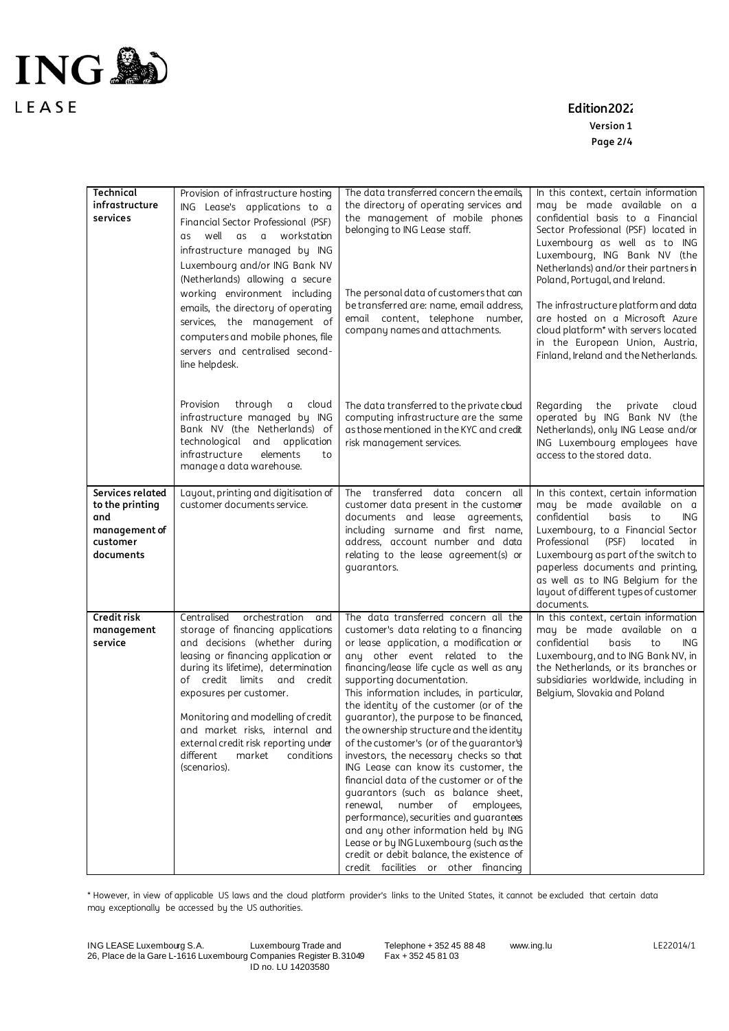| Technical infrastructure services | Provision of infrastructure hosting ING Lease's applications to a Financial Sector Professional (PSF) as well as a workstation infrastructure managed by ING Luxembourg and/or ING Bank NV (Netherlands) allowing a secure working environment including emails, the directory of operating services, the management of computers and mobile phones, file servers and centralised second-line helpdesk. | The data transferred concern the emails, the directory of operating services and the management of mobile phones belonging to ING Lease staff.<br><br>The personal data of customers that can be transferred are: name, email address, email content, telephone number, company names and attachments. | In this context, certain information may be made available on a confidential basis to a Financial Sector Professional (PSF) located in Luxembourg as well as to ING Luxembourg, ING Bank NV (the Netherlands) and/or their partners in Poland, Portugal, and Ireland.<br><br>The infrastructure platform and data are hosted on a Microsoft Azure cloud platform* with servers located in the European Union, Austria, Finland, Ireland and the Netherlands. |
|---|---|---|---|
| | Provision through a cloud infrastructure managed by ING Bank NV (the Netherlands) of technological and application infrastructure elements to manage a data warehouse. | The data transferred to the private cloud computing infrastructure are the same as those mentioned in the KYC and credit risk management services. | Regarding the private cloud operated by ING Bank NV (the Netherlands), only ING Lease and/or ING Luxembourg employees have access to the stored data. |
| Services related to the printing and management of customer documents | Layout, printing and digitisation of customer documents service. | The transferred data concern all customer data present in the customer documents and lease agreements, including surname and first name, address, account number and data relating to the lease agreement(s) or guarantors. | In this context, certain information may be made available on a confidential basis to ING Luxembourg, to a Financial Sector Professional (PSF) located in Luxembourg as part of the switch to paperless documents and printing, as well as to ING Belgium for the layout of different types of customer documents. |
| Credit risk management service | Centralised orchestration and storage of financing applications and decisions (whether during leasing or financing application or during its lifetime), determination of credit limits and credit exposures per customer.<br><br>Monitoring and modelling of credit and market risks, internal and external credit risk reporting under different market conditions (scenarios). | The data transferred concern all the customer's data relating to a financing or lease application, a modification or any other event related to the financing/lease life cycle as well as any supporting documentation.<br>This information includes, in particular, the identity of the customer (or of the guarantor), the purpose to be financed, the ownership structure and the identity of the customer's (or of the guarantor's) investors, the necessary checks so that ING Lease can know its customer, the financial data of the customer or of the guarantors (such as balance sheet, renewal, number of employees, performance), securities and guarantees and any other information held by ING Lease or by ING Luxembourg (such as the credit or debit balance, the existence of credit facilities or other financing | In this context, certain information may be made available on a confidential basis to ING Luxembourg, and to ING Bank NV, in the Netherlands, or its branches or subsidiaries worldwide, including in Belgium, Slovakia and Poland |

* However, in view of applicable US laws and the cloud platform provider's links to the United States, it cannot be excluded that certain data may exceptionally be accessed by the US authorities.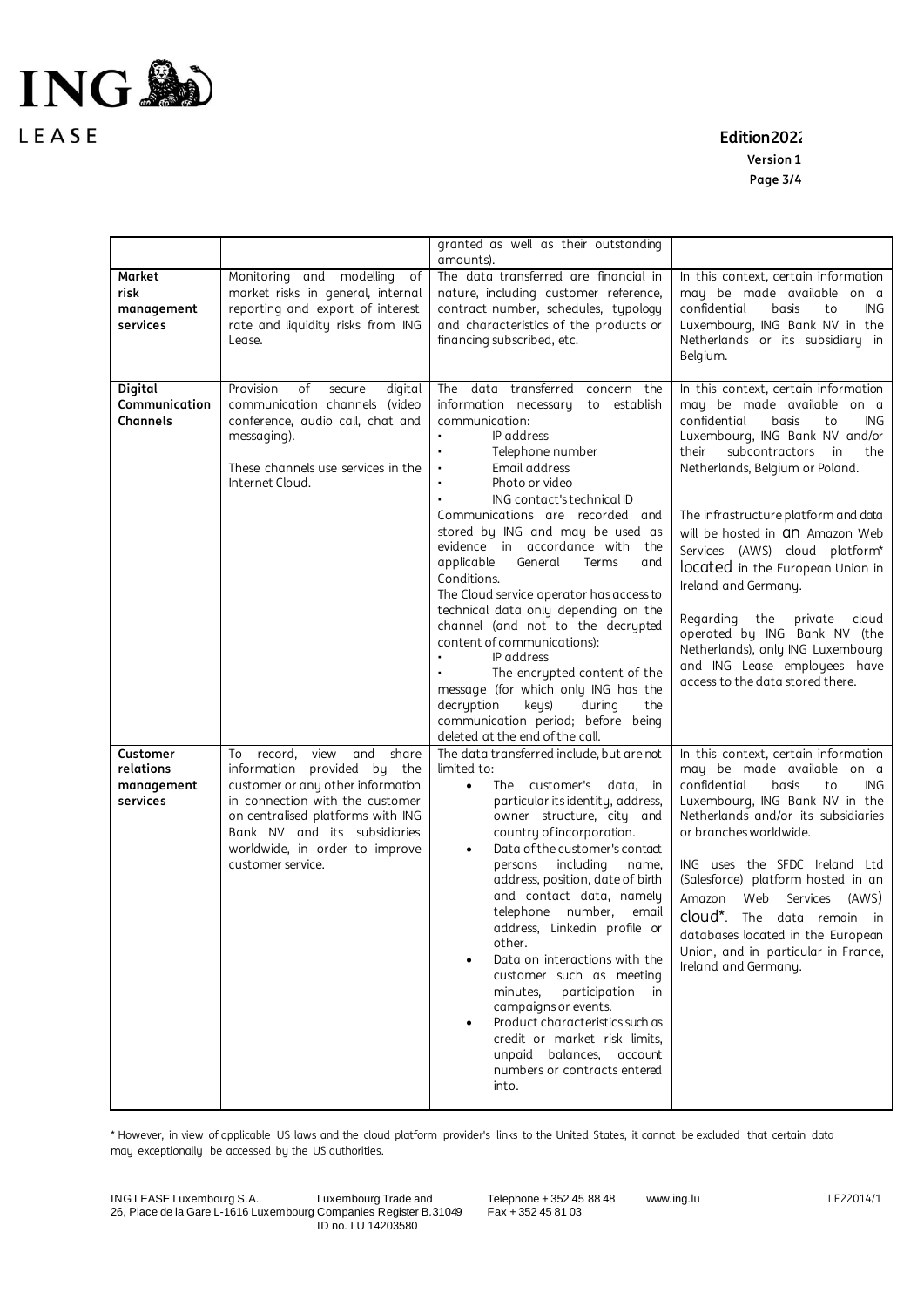| | | | |
|---|---|---|---|
| | | granted as well as their outstanding amounts). | |
| **Market risk management services** | Monitoring and modelling of market risks in general, internal reporting and export of interest rate and liquidity risks from ING Lease. | The data transferred are financial in nature, including customer reference, contract number, schedules, typology and characteristics of the products or financing subscribed, etc. | In this context, certain information may be made available on a confidential basis to ING Luxembourg, ING Bank NV in the Netherlands or its subsidiary in Belgium. |
| **Digital Communication Channels** | Provision of secure digital communication channels (video conference, audio call, chat and messaging).<br><br>These channels use services in the Internet Cloud. | The data transferred concern the information necessary to establish communication:<br>• IP address<br>• Telephone number<br>• Email address<br>• Photo or video<br>• ING contact's technical ID<br>Communications are recorded and stored by ING and may be used as evidence in accordance with the applicable General Terms and Conditions.<br>The Cloud service operator has access to technical data only depending on the channel (and not to the decrypted content of communications):<br>• IP address<br>• The encrypted content of the message (for which only ING has the decryption keys) during the communication period; before being deleted at the end of the call. | In this context, certain information may be made available on a confidential basis to ING Luxembourg, ING Bank NV and/or their subcontractors in the Netherlands, Belgium or Poland.<br><br>The infrastructure platform and data will be hosted in an Amazon Web Services (AWS) cloud platform* located in the European Union in Ireland and Germany.<br><br>Regarding the private cloud operated by ING Bank NV (the Netherlands), only ING Luxembourg and ING Lease employees have access to the data stored there. |
| **Customer relations management services** | To record, view and share information provided by the customer or any other information in connection with the customer on centralised platforms with ING Bank NV and its subsidiaries worldwide, in order to improve customer service. | The data transferred include, but are not limited to:<br>• The customer's data, in particular its identity, address, owner structure, city and country of incorporation.<br>• Data of the customer's contact persons including name, address, position, date of birth and contact data, namely telephone number, email address, Linkedin profile or other.<br>• Data on interactions with the customer such as meeting minutes, participation in campaigns or events.<br>• Product characteristics such as credit or market risk limits, unpaid balances, account numbers or contracts entered into. | In this context, certain information may be made available on a confidential basis to ING Luxembourg, ING Bank NV in the Netherlands and/or its subsidiaries or branches worldwide.<br><br>ING uses the SFDC Ireland Ltd (Salesforce) platform hosted in an Amazon Web Services (AWS) cloud*. The data remain in databases located in the European Union, and in particular in France, Ireland and Germany. |

* However, in view of applicable US laws and the cloud platform provider's links to the United States, it cannot be excluded that certain data may exceptionally be accessed by the US authorities.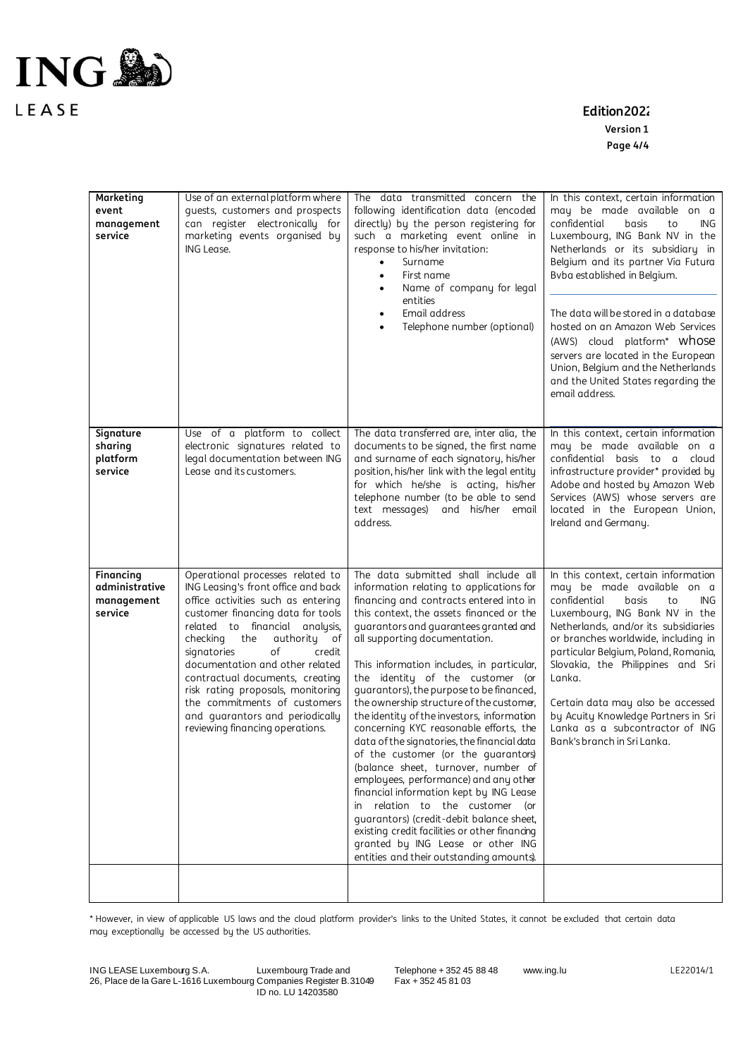| Marketing event management service | Use of an external platform where guests, customers and prospects can register electronically for marketing events organised by ING Lease. | The data transmitted concern the following identification data (encoded directly) by the person registering for such a marketing event online in response to his/her invitation:<br>• Surname<br>• First name<br>• Name of company for legal entities<br>• Email address<br>• Telephone number (optional) | In this context, certain information may be made available on a confidential basis to ING Luxembourg, ING Bank NV in the Netherlands or its subsidiary in Belgium and its partner Via Futura Bvba established in Belgium.<br><br>The data will be stored in a database hosted on an Amazon Web Services (AWS) cloud platform* whose servers are located in the European Union, Belgium and the Netherlands and the United States regarding the email address. |
|---|---|---|---|
| Signature sharing platform service | Use of a platform to collect electronic signatures related to legal documentation between ING Lease and its customers. | The data transferred are, inter alia, the documents to be signed, the first name and surname of each signatory, his/her position, his/her link with the legal entity for which he/she is acting, his/her telephone number (to be able to send text messages) and his/her email address. | In this context, certain information may be made available on a confidential basis to a cloud infrastructure provider* provided by Adobe and hosted by Amazon Web Services (AWS) whose servers are located in the European Union, Ireland and Germany. |
| Financing administrative management service | Operational processes related to ING Leasing's front office and back office activities such as entering customer financing data for tools related to financial analysis, checking the authority of signatories of credit documentation and other related contractual documents, creating risk rating proposals, monitoring the commitments of customers and guarantors and periodically reviewing financing operations. | The data submitted shall include all information relating to applications for financing and contracts entered into in this context, the assets financed or the guarantors and guarantees granted and all supporting documentation.<br><br>This information includes, in particular, the identity of the customer (or guarantors), the purpose to be financed, the ownership structure of the customer, the identity of the investors, information concerning KYC reasonable efforts, the data of the signatories, the financial data of the customer (or the guarantors) (balance sheet, turnover, number of employees, performance) and any other financial information kept by ING Lease in relation to the customer (or guarantors) (credit-debit balance sheet, existing credit facilities or other financing granted by ING Lease or other ING entities and their outstanding amounts). | In this context, certain information may be made available on a confidential basis to ING Luxembourg, ING Bank NV in the Netherlands, and/or its subsidiaries or branches worldwide, including in particular Belgium, Poland, Romania, Slovakia, the Philippines and Sri Lanka.<br><br>Certain data may also be accessed by Acuity Knowledge Partners in Sri Lanka as a subcontractor of ING Bank's branch in Sri Lanka. |
| | | | |

* However, in view of applicable US laws and the cloud platform provider's links to the United States, it cannot be excluded that certain data may exceptionally be accessed by the US authorities.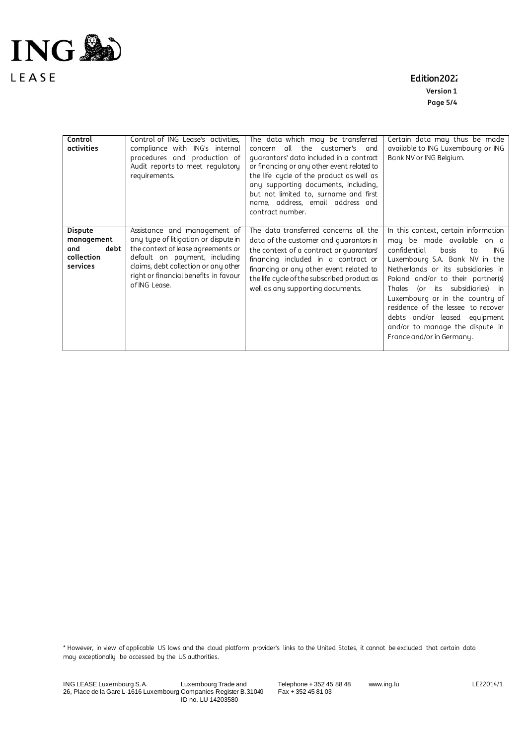| | | | |
|---|---|---|---|
| **Control activities** | Control of ING Lease's activities, compliance with ING's internal procedures and production of Audit reports to meet regulatory requirements. | The data which may be transferred concern all the customer's and guarantors' data included in a contract or financing or any other event related to the life cycle of the product as well as any supporting documents, including, but not limited to, surname and first name, address, email address and contract number. | Certain data may thus be made available to ING Luxembourg or ING Bank NV or ING Belgium. |
| **Dispute management and debt collection services** | Assistance and management of any type of litigation or dispute in the context of lease agreements or default on payment, including claims, debt collection or any other right or financial benefits in favour of ING Lease. | The data transferred concerns all the data of the customer and guarantors in the context of a contract or guarantors' financing included in a contract or financing or any other event related to the life cycle of the subscribed product as well as any supporting documents. | In this context, certain information may be made available on a confidential basis to ING Luxembourg S.A. Bank NV in the Netherlands or its subsidiaries in Poland and/or to their partner(s) Thales (or its subsidiaries) in Luxembourg or in the country of residence of the lessee to recover debts and/or leased equipment and/or to manage the dispute in France and/or in Germany. |

\* However, in view of applicable US laws and the cloud platform provider's links to the United States, it cannot be excluded that certain data may exceptionally be accessed by the US authorities.